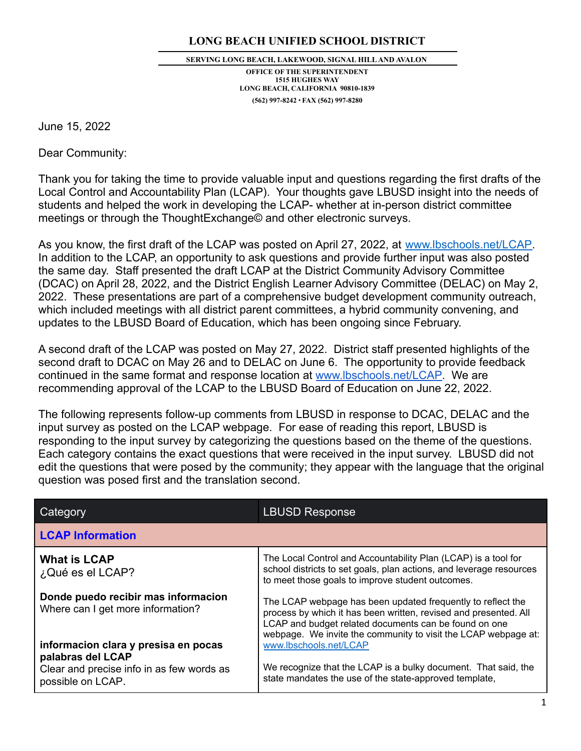# LONG BEACH UNIFIED SCHOOL DISTRICT

**SERVING LONG BEACH, LAKEWOOD, SIGNAL HILL AND AVALON**

**OFFICE OF THE SUPERINTENDENT**
**1515 HUGHES WAY**
**LONG BEACH, CALIFORNIA 90810-1839**
**(562) 997-8242 • FAX (562) 997-8280**

June 15, 2022

Dear Community:

Thank you for taking the time to provide valuable input and questions regarding the first drafts of the Local Control and Accountability Plan (LCAP). Your thoughts gave LBUSD insight into the needs of students and helped the work in developing the LCAP- whether at in-person district committee meetings or through the ThoughtExchange© and other electronic surveys.

As you know, the first draft of the LCAP was posted on April 27, 2022, at [www.lbschools.net/LCAP](www.lbschools.net/LCAP). In addition to the LCAP, an opportunity to ask questions and provide further input was also posted the same day. Staff presented the draft LCAP at the District Community Advisory Committee (DCAC) on April 28, 2022, and the District English Learner Advisory Committee (DELAC) on May 2, 2022. These presentations are part of a comprehensive budget development community outreach, which included meetings with all district parent committees, a hybrid community convening, and updates to the LBUSD Board of Education, which has been ongoing since February.

A second draft of the LCAP was posted on May 27, 2022. District staff presented highlights of the second draft to DCAC on May 26 and to DELAC on June 6. The opportunity to provide feedback continued in the same format and response location at [www.lbschools.net/LCAP](www.lbschools.net/LCAP). We are recommending approval of the LCAP to the LBUSD Board of Education on June 22, 2022.

The following represents follow-up comments from LBUSD in response to DCAC, DELAC and the input survey as posted on the LCAP webpage. For ease of reading this report, LBUSD is responding to the input survey by categorizing the questions based on the theme of the questions. Each category contains the exact questions that were received in the input survey. LBUSD did not edit the questions that were posed by the community; they appear with the language that the original question was posed first and the translation second.

| Category | LBUSD Response |
| --- | --- |
| **LCAP Information** | |
| **What is LCAP**<br>¿Qué es el LCAP? | The Local Control and Accountability Plan (LCAP) is a tool for school districts to set goals, plan actions, and leverage resources to meet those goals to improve student outcomes. |
| **Donde puedo recibir mas informacion**<br>Where can I get more information? | The LCAP webpage has been updated frequently to reflect the process by which it has been written, revised and presented. All LCAP and budget related documents can be found on one webpage. We invite the community to visit the LCAP webpage at: [www.lbschools.net/LCAP](www.lbschools.net/LCAP) |
| **informacion clara y presisa en pocas palabras del LCAP**<br>Clear and precise info in as few words as possible on LCAP. | We recognize that the LCAP is a bulky document. That said, the state mandates the use of the state-approved template, |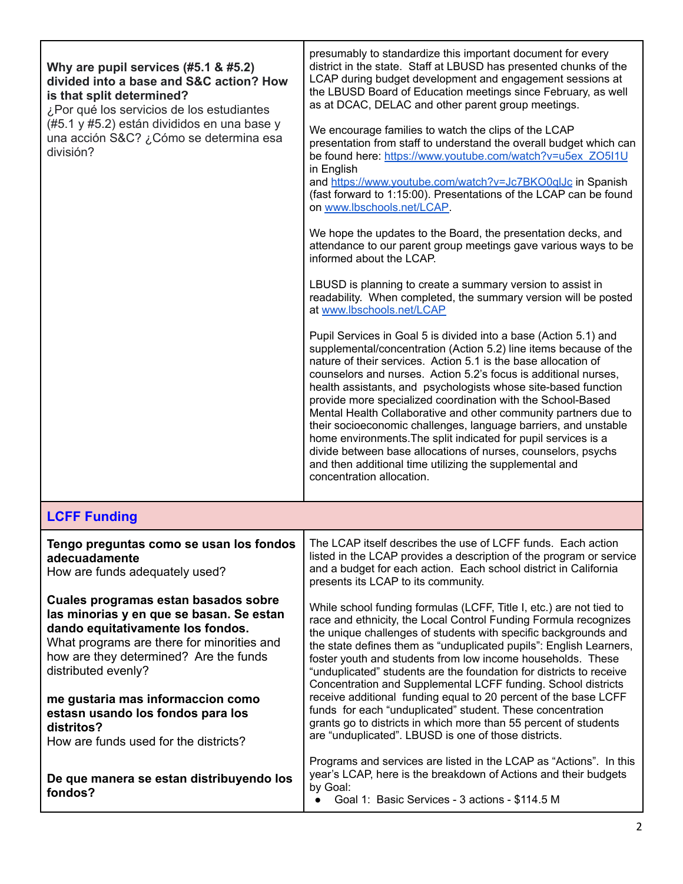| | |
|---|---|
| **Why are pupil services (#5.1 & #5.2) divided into a base and S&C action? How is that split determined?**<br>¿Por qué los servicios de los estudiantes (#5.1 y #5.2) están divididos en una base y una acción S&C? ¿Cómo se determina esa división? | presumably to standardize this important document for every district in the state. Staff at LBUSD has presented chunks of the LCAP during budget development and engagement sessions at the LBUSD Board of Education meetings since February, as well as at DCAC, DELAC and other parent group meetings.<br><br>We encourage families to watch the clips of the LCAP presentation from staff to understand the overall budget which can be found here: https://www.youtube.com/watch?v=u5ex_ZO5I1U in English and https://www.youtube.com/watch?v=Jc7BKO0qlJc in Spanish (fast forward to 1:15:00). Presentations of the LCAP can be found on www.lbschools.net/LCAP.<br><br>We hope the updates to the Board, the presentation decks, and attendance to our parent group meetings gave various ways to be informed about the LCAP.<br><br>LBUSD is planning to create a summary version to assist in readability. When completed, the summary version will be posted at www.lbschools.net/LCAP<br><br>Pupil Services in Goal 5 is divided into a base (Action 5.1) and supplemental/concentration (Action 5.2) line items because of the nature of their services. Action 5.1 is the base allocation of counselors and nurses. Action 5.2's focus is additional nurses, health assistants, and psychologists whose site-based function provide more specialized coordination with the School-Based Mental Health Collaborative and other community partners due to their socioeconomic challenges, language barriers, and unstable home environments.The split indicated for pupil services is a divide between base allocations of nurses, counselors, psychs and then additional time utilizing the supplemental and concentration allocation. |
| **LCFF Funding** | |
| **Tengo preguntas como se usan los fondos adecuadamente**<br>How are funds adequately used?<br><br>**Cuales programas estan basados sobre las minorias y en que se basan. Se estan dando equitativamente los fondos.**<br>What programs are there for minorities and how are they determined? Are the funds distributed evenly?<br><br>**me gustaria mas informaccion como estasn usando los fondos para los distritos?**<br>How are funds used for the districts?<br><br>**De que manera se estan distribuyendo los fondos?** | The LCAP itself describes the use of LCFF funds. Each action listed in the LCAP provides a description of the program or service and a budget for each action. Each school district in California presents its LCAP to its community.<br><br>While school funding formulas (LCFF, Title I, etc.) are not tied to race and ethnicity, the Local Control Funding Formula recognizes the unique challenges of students with specific backgrounds and the state defines them as "unduplicated pupils": English Learners, foster youth and students from low income households. These "unduplicated" students are the foundation for districts to receive Concentration and Supplemental LCFF funding. School districts receive additional funding equal to 20 percent of the base LCFF funds for each "unduplicated" student. These concentration grants go to districts in which more than 55 percent of students are "unduplicated". LBUSD is one of those districts.<br><br>Programs and services are listed in the LCAP as "Actions". In this year's LCAP, here is the breakdown of Actions and their budgets by Goal:<br>• Goal 1: Basic Services - 3 actions - $114.5 M |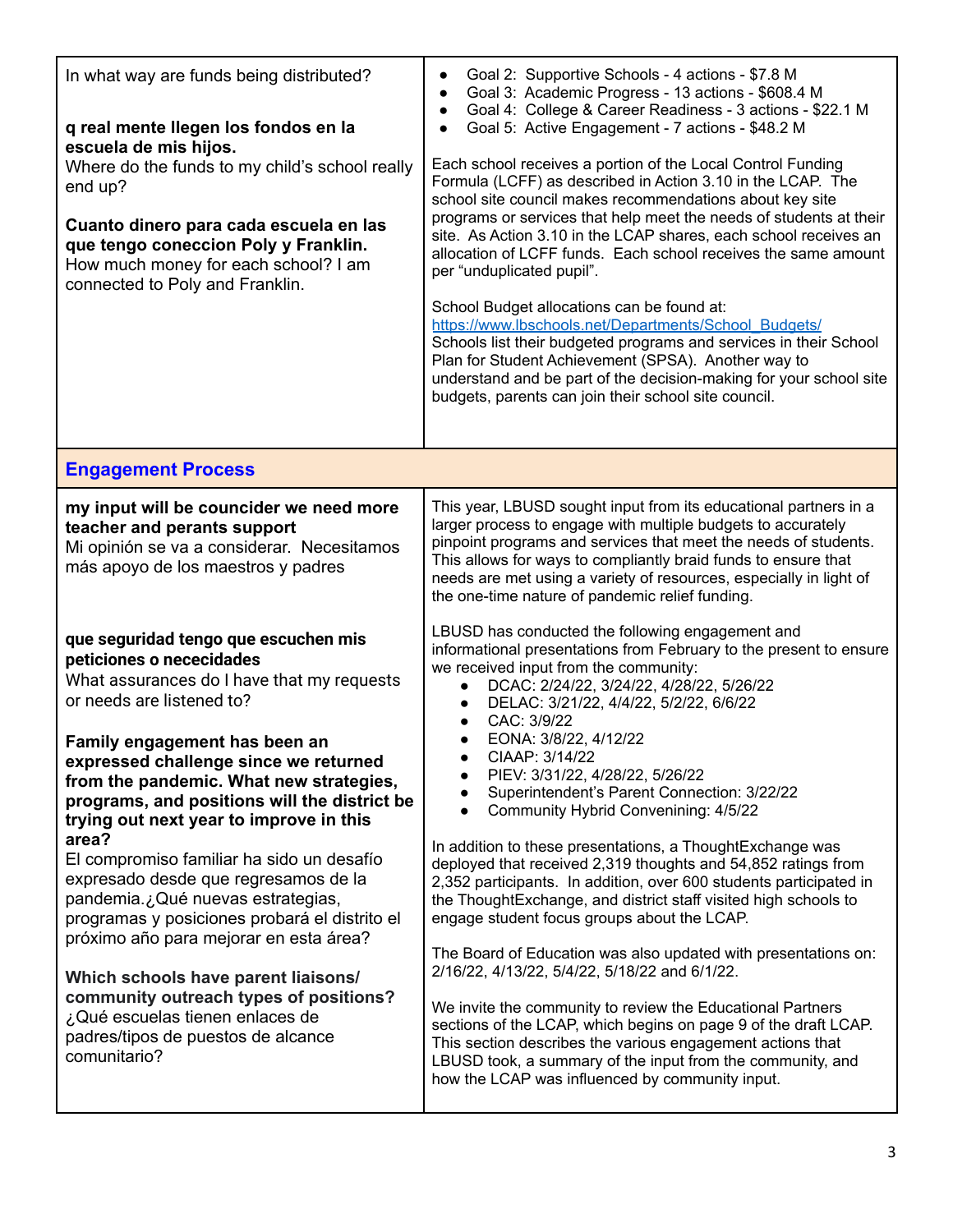| | |
|---|---|
| In what way are funds being distributed?<br><br>**q real mente llegen los fondos en la escuela de mis hijos.**<br>Where do the funds to my child's school really end up?<br><br>**Cuanto dinero para cada escuela en las que tengo coneccion Poly y Franklin.**<br>How much money for each school? I am connected to Poly and Franklin. | • Goal 2: Supportive Schools - 4 actions - $7.8 M<br>• Goal 3: Academic Progress - 13 actions - $608.4 M<br>• Goal 4: College & Career Readiness - 3 actions - $22.1 M<br>• Goal 5: Active Engagement - 7 actions - $48.2 M<br><br>Each school receives a portion of the Local Control Funding Formula (LCFF) as described in Action 3.10 in the LCAP. The school site council makes recommendations about key site programs or services that help meet the needs of students at their site. As Action 3.10 in the LCAP shares, each school receives an allocation of LCFF funds. Each school receives the same amount per "unduplicated pupil".<br><br>School Budget allocations can be found at: https://www.lbschools.net/Departments/School_Budgets/<br>Schools list their budgeted programs and services in their School Plan for Student Achievement (SPSA). Another way to understand and be part of the decision-making for your school site budgets, parents can join their school site council. |
| **Engagement Process** | |
| **my input will be councider we need more teacher and perants support**<br>Mi opinión se va a considerar. Necesitamos más apoyo de los maestros y padres<br><br>**que seguridad tengo que escuchen mis peticiones o necesidades**<br>What assurances do I have that my requests or needs are listened to?<br><br>**Family engagement has been an expressed challenge since we returned from the pandemic. What new strategies, programs, and positions will the district be trying out next year to improve in this area?**<br>El compromiso familiar ha sido un desafío expresado desde que regresamos de la pandemia.¿Qué nuevas estrategias, programas y posiciones probará el distrito el próximo año para mejorar en esta área?<br><br>**Which schools have parent liaisons/ community outreach types of positions?**<br>¿Qué escuelas tienen enlaces de padres/tipos de puestos de alcance comunitario? | This year, LBUSD sought input from its educational partners in a larger process to engage with multiple budgets to accurately pinpoint programs and services that meet the needs of students. This allows for ways to compliantly braid funds to ensure that needs are met using a variety of resources, especially in light of the one-time nature of pandemic relief funding.<br><br>LBUSD has conducted the following engagement and informational presentations from February to the present to ensure we received input from the community:<br>• DCAC: 2/24/22, 3/24/22, 4/28/22, 5/26/22<br>• DELAC: 3/21/22, 4/4/22, 5/2/22, 6/6/22<br>• CAC: 3/9/22<br>• EONA: 3/8/22, 4/12/22<br>• CIAAP: 3/14/22<br>• PIEV: 3/31/22, 4/28/22, 5/26/22<br>• Superintendent's Parent Connection: 3/22/22<br>• Community Hybrid Convenining: 4/5/22<br><br>In addition to these presentations, a ThoughtExchange was deployed that received 2,319 thoughts and 54,852 ratings from 2,352 participants. In addition, over 600 students participated in the ThoughtExchange, and district staff visited high schools to engage student focus groups about the LCAP.<br><br>The Board of Education was also updated with presentations on: 2/16/22, 4/13/22, 5/4/22, 5/18/22 and 6/1/22.<br><br>We invite the community to review the Educational Partners sections of the LCAP, which begins on page 9 of the draft LCAP. This section describes the various engagement actions that LBUSD took, a summary of the input from the community, and how the LCAP was influenced by community input. |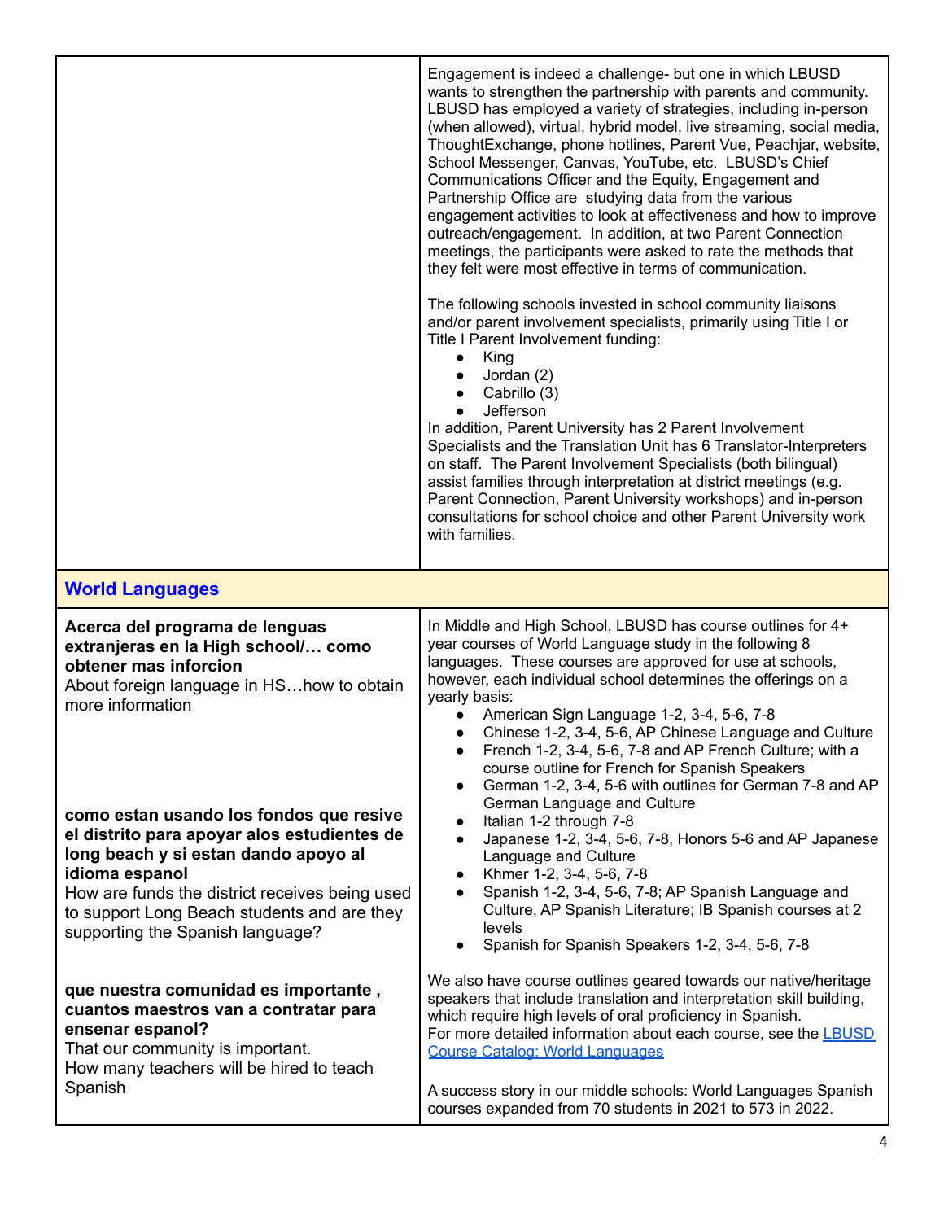| | |
|---|---|
| | Engagement is indeed a challenge- but one in which LBUSD wants to strengthen the partnership with parents and community. LBUSD has employed a variety of strategies, including in-person (when allowed), virtual, hybrid model, live streaming, social media, ThoughtExchange, phone hotlines, Parent Vue, Peachjar, website, School Messenger, Canvas, YouTube, etc. LBUSD's Chief Communications Officer and the Equity, Engagement and Partnership Office are studying data from the various engagement activities to look at effectiveness and how to improve outreach/engagement. In addition, at two Parent Connection meetings, the participants were asked to rate the methods that they felt were most effective in terms of communication.<br><br>The following schools invested in school community liaisons and/or parent involvement specialists, primarily using Title I or Title I Parent Involvement funding:<br>• King<br>• Jordan (2)<br>• Cabrillo (3)<br>• Jefferson<br>In addition, Parent University has 2 Parent Involvement Specialists and the Translation Unit has 6 Translator-Interpreters on staff. The Parent Involvement Specialists (both bilingual) assist families through interpretation at district meetings (e.g. Parent Connection, Parent University workshops) and in-person consultations for school choice and other Parent University work with families. |
| **World Languages** | |
| **Acerca del programa de lenguas extranjeras en la High school/… como obtener mas inforcion**<br>About foreign language in HS…how to obtain more information<br><br>**como estan usando los fondos que resive el distrito para apoyar alos estudientes de long beach y si estan dando apoyo al idioma espanol**<br>How are funds the district receives being used to support Long Beach students and are they supporting the Spanish language?<br><br>**que nuestra comunidad es importante , cuantos maestros van a contratar para ensenar espanol?**<br>That our community is important.<br>How many teachers will be hired to teach Spanish | In Middle and High School, LBUSD has course outlines for 4+ year courses of World Language study in the following 8 languages. These courses are approved for use at schools, however, each individual school determines the offerings on a yearly basis:<br>• American Sign Language 1-2, 3-4, 5-6, 7-8<br>• Chinese 1-2, 3-4, 5-6, AP Chinese Language and Culture<br>• French 1-2, 3-4, 5-6, 7-8 and AP French Culture; with a course outline for French for Spanish Speakers<br>• German 1-2, 3-4, 5-6 with outlines for German 7-8 and AP German Language and Culture<br>• Italian 1-2 through 7-8<br>• Japanese 1-2, 3-4, 5-6, 7-8, Honors 5-6 and AP Japanese Language and Culture<br>• Khmer 1-2, 3-4, 5-6, 7-8<br>• Spanish 1-2, 3-4, 5-6, 7-8; AP Spanish Language and Culture, AP Spanish Literature; IB Spanish courses at 2 levels<br>• Spanish for Spanish Speakers 1-2, 3-4, 5-6, 7-8<br><br>We also have course outlines geared towards our native/heritage speakers that include translation and interpretation skill building, which require high levels of oral proficiency in Spanish.<br>For more detailed information about each course, see the LBUSD Course Catalog: World Languages<br><br>A success story in our middle schools: World Languages Spanish courses expanded from 70 students in 2021 to 573 in 2022. |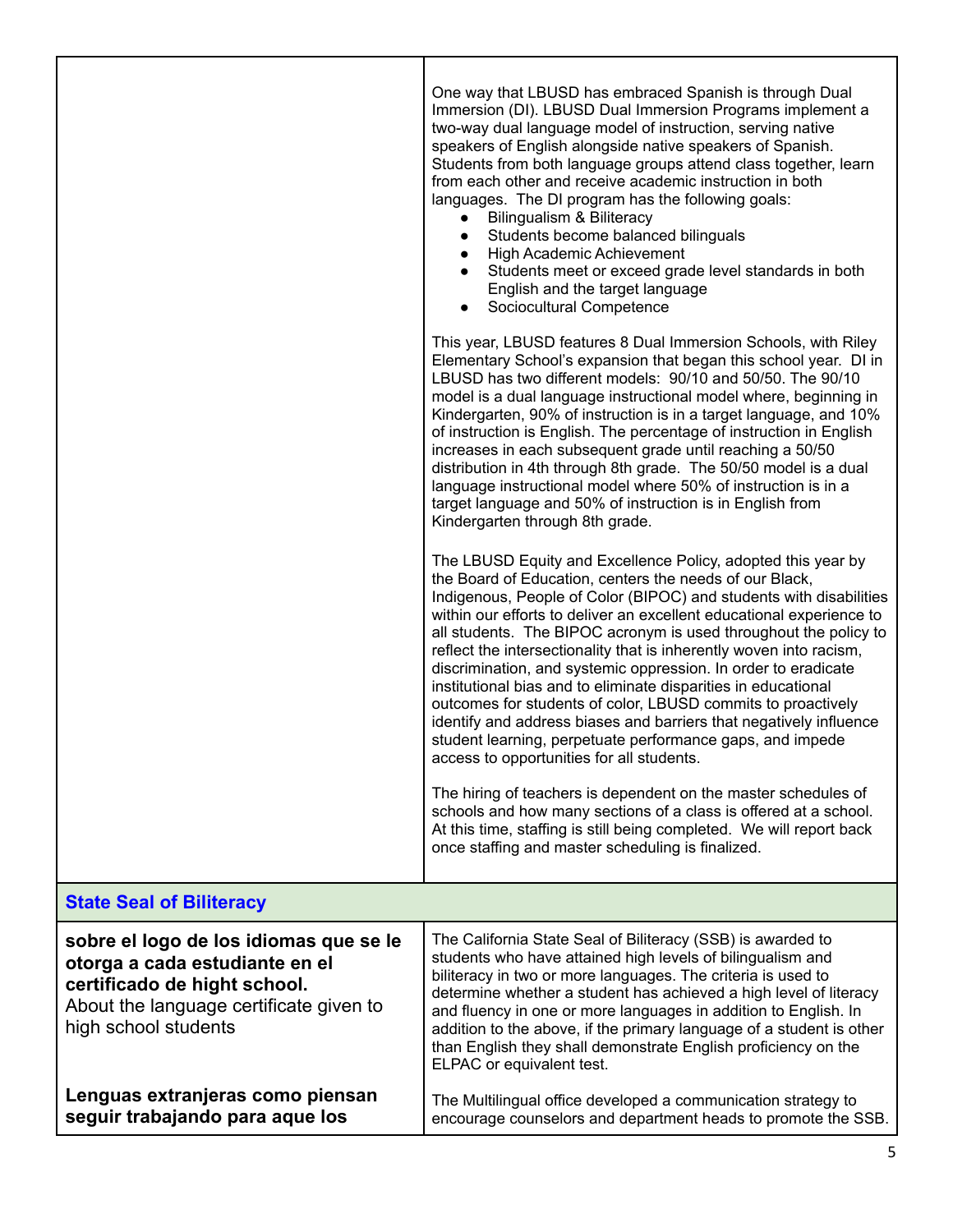| | |
|---|---|
| | One way that LBUSD has embraced Spanish is through Dual Immersion (DI). LBUSD Dual Immersion Programs implement a two-way dual language model of instruction, serving native speakers of English alongside native speakers of Spanish. Students from both language groups attend class together, learn from each other and receive academic instruction in both languages. The DI program has the following goals:<br>• Bilingualism & Biliteracy<br>• Students become balanced bilinguals<br>• High Academic Achievement<br>• Students meet or exceed grade level standards in both English and the target language<br>• Sociocultural Competence<br><br>This year, LBUSD features 8 Dual Immersion Schools, with Riley Elementary School's expansion that began this school year. DI in LBUSD has two different models: 90/10 and 50/50. The 90/10 model is a dual language instructional model where, beginning in Kindergarten, 90% of instruction is in a target language, and 10% of instruction is English. The percentage of instruction in English increases in each subsequent grade until reaching a 50/50 distribution in 4th through 8th grade. The 50/50 model is a dual language instructional model where 50% of instruction is in a target language and 50% of instruction is in English from Kindergarten through 8th grade.<br><br>The LBUSD Equity and Excellence Policy, adopted this year by the Board of Education, centers the needs of our Black, Indigenous, People of Color (BIPOC) and students with disabilities within our efforts to deliver an excellent educational experience to all students. The BIPOC acronym is used throughout the policy to reflect the intersectionality that is inherently woven into racism, discrimination, and systemic oppression. In order to eradicate institutional bias and to eliminate disparities in educational outcomes for students of color, LBUSD commits to proactively identify and address biases and barriers that negatively influence student learning, perpetuate performance gaps, and impede access to opportunities for all students.<br><br>The hiring of teachers is dependent on the master schedules of schools and how many sections of a class is offered at a school. At this time, staffing is still being completed. We will report back once staffing and master scheduling is finalized. |
| **State Seal of Biliteracy** | |
| **sobre el logo de los idiomas que se le otorga a cada estudiante en el certificado de hight school.**<br>About the language certificate given to high school students | The California State Seal of Biliteracy (SSB) is awarded to students who have attained high levels of bilingualism and biliteracy in two or more languages. The criteria is used to determine whether a student has achieved a high level of literacy and fluency in one or more languages in addition to English. In addition to the above, if the primary language of a student is other than English they shall demonstrate English proficiency on the ELPAC or equivalent test. |
| **Lenguas extranjeras como piensan seguir trabajando para aque los** | The Multilingual office developed a communication strategy to encourage counselors and department heads to promote the SSB. |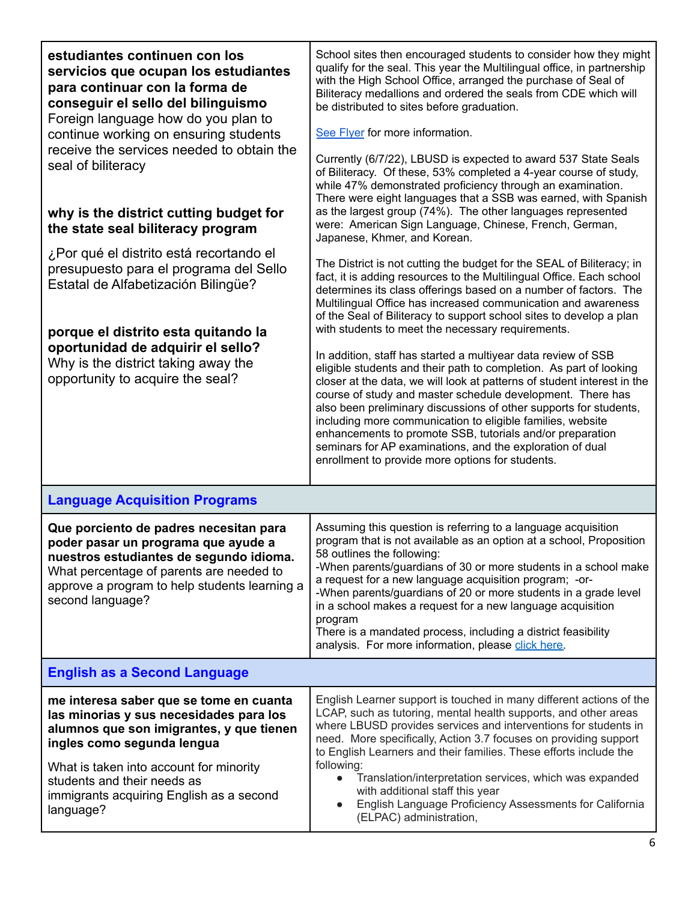| | |
|---|---|
| **estudiantes continuen con los servicios que ocupan los estudiantes para continuar con la forma de conseguir el sello del bilinguismo**<br>Foreign language how do you plan to continue working on ensuring students receive the services needed to obtain the seal of biliteracy<br><br>**why is the district cutting budget for the state seal biliteracy program**<br><br>¿Por qué el distrito está recortando el presupuesto para el programa del Sello Estatal de Alfabetización Bilingüe?<br><br>**porque el distrito esta quitando la oportunidad de adquirir el sello?**<br>Why is the district taking away the opportunity to acquire the seal? | School sites then encouraged students to consider how they might qualify for the seal. This year the Multilingual office, in partnership with the High School Office, arranged the purchase of Seal of Biliteracy medallions and ordered the seals from CDE which will be distributed to sites before graduation.<br><br>See Flyer for more information.<br><br>Currently (6/7/22), LBUSD is expected to award 537 State Seals of Biliteracy. Of these, 53% completed a 4-year course of study, while 47% demonstrated proficiency through an examination. There were eight languages that a SSB was earned, with Spanish as the largest group (74%). The other languages represented were: American Sign Language, Chinese, French, German, Japanese, Khmer, and Korean.<br><br>The District is not cutting the budget for the SEAL of Biliteracy; in fact, it is adding resources to the Multilingual Office. Each school determines its class offerings based on a number of factors. The Multilingual Office has increased communication and awareness of the Seal of Biliteracy to support school sites to develop a plan with students to meet the necessary requirements.<br><br>In addition, staff has started a multiyear data review of SSB eligible students and their path to completion. As part of looking closer at the data, we will look at patterns of student interest in the course of study and master schedule development. There has also been preliminary discussions of other supports for students, including more communication to eligible families, website enhancements to promote SSB, tutorials and/or preparation seminars for AP examinations, and the exploration of dual enrollment to provide more options for students. |
| **Language Acquisition Programs** | |
| **Que porciento de padres necesitan para poder pasar un programa que ayude a nuestros estudiantes de segundo idioma.**<br>What percentage of parents are needed to approve a program to help students learning a second language? | Assuming this question is referring to a language acquisition program that is not available as an option at a school, Proposition 58 outlines the following:<br>-When parents/guardians of 30 or more students in a school make a request for a new language acquisition program; -or-<br>-When parents/guardians of 20 or more students in a grade level in a school makes a request for a new language acquisition program<br>There is a mandated process, including a district feasibility analysis. For more information, please click here. |
| **English as a Second Language** | |
| **me interesa saber que se tome en cuanta las minorias y sus necesidades para los alumnos que son imigrantes, y que tienen ingles como segunda lengua**<br><br>What is taken into account for minority students and their needs as immigrants acquiring English as a second language? | English Learner support is touched in many different actions of the LCAP, such as tutoring, mental health supports, and other areas where LBUSD provides services and interventions for students in need. More specifically, Action 3.7 focuses on providing support to English Learners and their families. These efforts include the following:<br>● Translation/interpretation services, which was expanded with additional staff this year<br>● English Language Proficiency Assessments for California (ELPAC) administration, |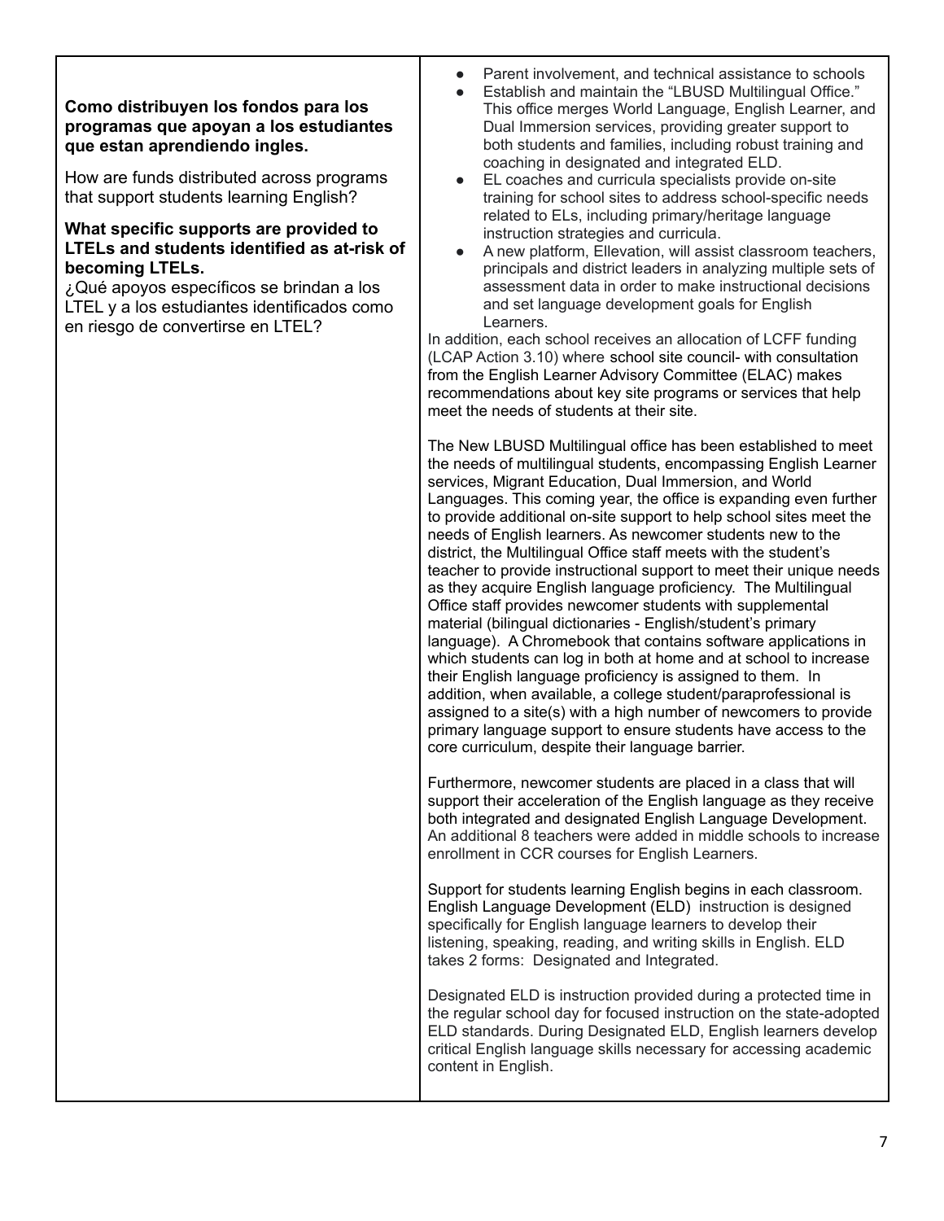| | |
|---|---|
| **Como distribuyen los fondos para los programas que apoyan a los estudiantes que estan aprendiendo ingles.**<br><br>How are funds distributed across programs that support students learning English?<br><br>**What specific supports are provided to LTELs and students identified as at-risk of becoming LTELs.**<br>¿Qué apoyos específicos se brindan a los LTEL y a los estudiantes identificados como en riesgo de convertirse en LTEL? | • Parent involvement, and technical assistance to schools<br>• Establish and maintain the "LBUSD Multilingual Office." This office merges World Language, English Learner, and Dual Immersion services, providing greater support to both students and families, including robust training and coaching in designated and integrated ELD.<br>• EL coaches and curricula specialists provide on-site training for school sites to address school-specific needs related to ELs, including primary/heritage language instruction strategies and curricula.<br>• A new platform, Ellevation, will assist classroom teachers, principals and district leaders in analyzing multiple sets of assessment data in order to make instructional decisions and set language development goals for English Learners.<br>In addition, each school receives an allocation of LCFF funding (LCAP Action 3.10) where school site council- with consultation from the English Learner Advisory Committee (ELAC) makes recommendations about key site programs or services that help meet the needs of students at their site.<br><br>The New LBUSD Multilingual office has been established to meet the needs of multilingual students, encompassing English Learner services, Migrant Education, Dual Immersion, and World Languages. This coming year, the office is expanding even further to provide additional on-site support to help school sites meet the needs of English learners. As newcomer students new to the district, the Multilingual Office staff meets with the student's teacher to provide instructional support to meet their unique needs as they acquire English language proficiency. The Multilingual Office staff provides newcomer students with supplemental material (bilingual dictionaries - English/student's primary language). A Chromebook that contains software applications in which students can log in both at home and at school to increase their English language proficiency is assigned to them. In addition, when available, a college student/paraprofessional is assigned to a site(s) with a high number of newcomers to provide primary language support to ensure students have access to the core curriculum, despite their language barrier.<br><br>Furthermore, newcomer students are placed in a class that will support their acceleration of the English language as they receive both integrated and designated English Language Development. An additional 8 teachers were added in middle schools to increase enrollment in CCR courses for English Learners.<br><br>Support for students learning English begins in each classroom. English Language Development (ELD) instruction is designed specifically for English language learners to develop their listening, speaking, reading, and writing skills in English. ELD takes 2 forms: Designated and Integrated.<br><br>Designated ELD is instruction provided during a protected time in the regular school day for focused instruction on the state-adopted ELD standards. During Designated ELD, English learners develop critical English language skills necessary for accessing academic content in English. |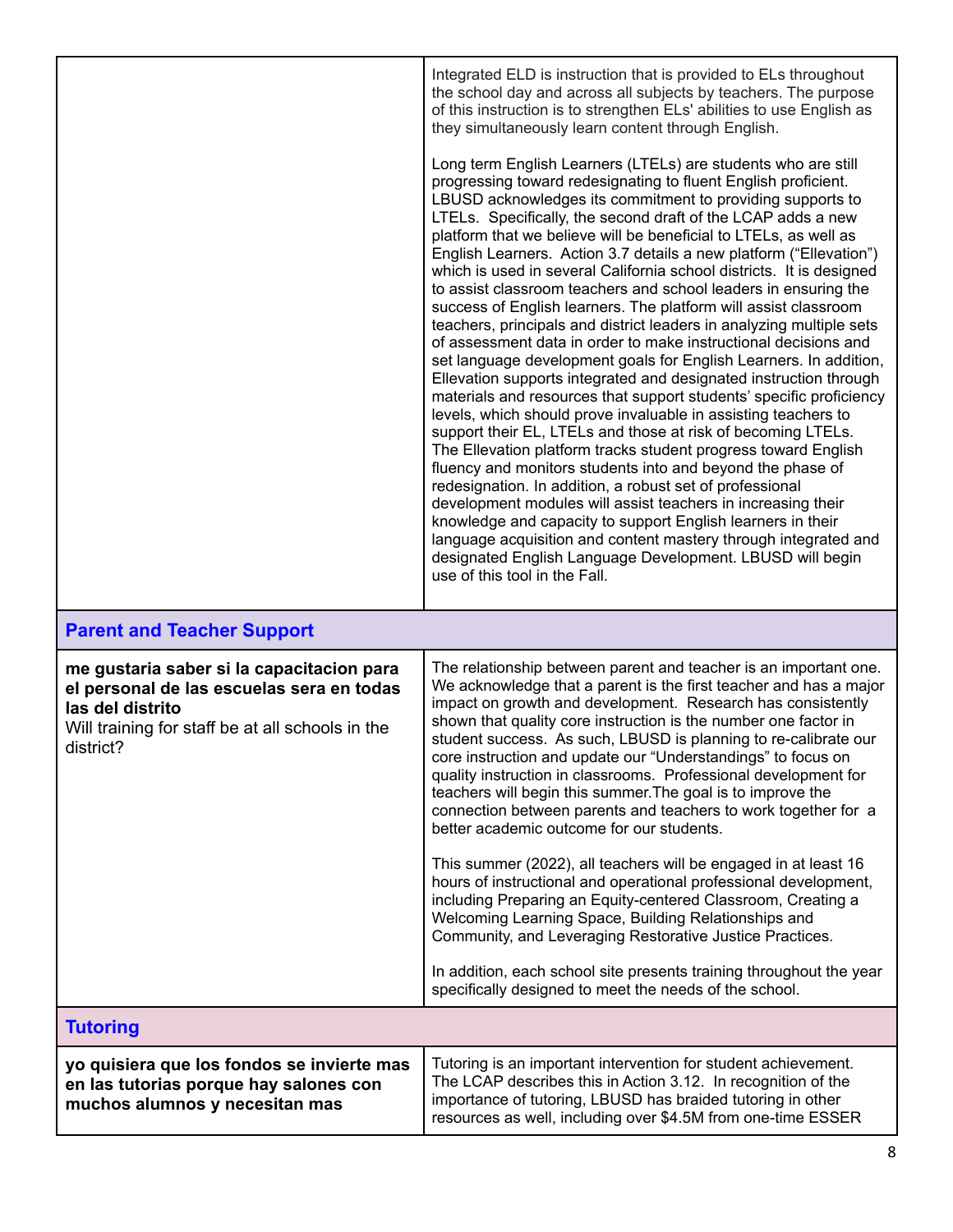| | |
|---|---|
| | Integrated ELD is instruction that is provided to ELs throughout the school day and across all subjects by teachers. The purpose of this instruction is to strengthen ELs' abilities to use English as they simultaneously learn content through English.<br><br>Long term English Learners (LTELs) are students who are still progressing toward redesignating to fluent English proficient. LBUSD acknowledges its commitment to providing supports to LTELs. Specifically, the second draft of the LCAP adds a new platform that we believe will be beneficial to LTELs, as well as English Learners. Action 3.7 details a new platform ("Ellevation") which is used in several California school districts. It is designed to assist classroom teachers and school leaders in ensuring the success of English learners. The platform will assist classroom teachers, principals and district leaders in analyzing multiple sets of assessment data in order to make instructional decisions and set language development goals for English Learners. In addition, Ellevation supports integrated and designated instruction through materials and resources that support students' specific proficiency levels, which should prove invaluable in assisting teachers to support their EL, LTELs and those at risk of becoming LTELs. The Ellevation platform tracks student progress toward English fluency and monitors students into and beyond the phase of redesignation. In addition, a robust set of professional development modules will assist teachers in increasing their knowledge and capacity to support English learners in their language acquisition and content mastery through integrated and designated English Language Development. LBUSD will begin use of this tool in the Fall. |
| **Parent and Teacher Support** | |
| **me gustaria saber si la capacitacion para el personal de las escuelas sera en todas las del distrito**<br>Will training for staff be at all schools in the district? | The relationship between parent and teacher is an important one. We acknowledge that a parent is the first teacher and has a major impact on growth and development. Research has consistently shown that quality core instruction is the number one factor in student success. As such, LBUSD is planning to re-calibrate our core instruction and update our "Understandings" to focus on quality instruction in classrooms. Professional development for teachers will begin this summer.The goal is to improve the connection between parents and teachers to work together for a better academic outcome for our students.<br><br>This summer (2022), all teachers will be engaged in at least 16 hours of instructional and operational professional development, including Preparing an Equity-centered Classroom, Creating a Welcoming Learning Space, Building Relationships and Community, and Leveraging Restorative Justice Practices.<br><br>In addition, each school site presents training throughout the year specifically designed to meet the needs of the school. |
| **Tutoring** | |
| **yo quisiera que los fondos se invierte mas en las tutorias porque hay salones con muchos alumnos y necesitan mas** | Tutoring is an important intervention for student achievement. The LCAP describes this in Action 3.12. In recognition of the importance of tutoring, LBUSD has braided tutoring in other resources as well, including over $4.5M from one-time ESSER |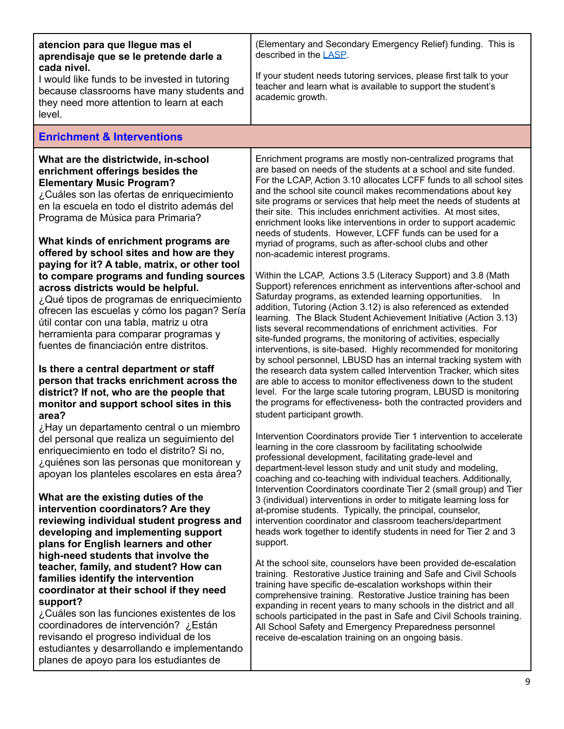| | |
|---|---|
| **atencion para que llegue mas el aprendisaje que se le pretende darle a cada nivel.**<br>I would like funds to be invested in tutoring because classrooms have many students and they need more attention to learn at each level. | (Elementary and Secondary Emergency Relief) funding. This is described in the [LASP](LASP).<br><br>If your student needs tutoring services, please first talk to your teacher and learn what is available to support the student's academic growth. |
| **Enrichment & Interventions** | |
| **What are the districtwide, in-school enrichment offerings besides the Elementary Music Program?**<br>¿Cuáles son las ofertas de enriquecimiento en la escuela en todo el distrito además del Programa de Música para Primaria?<br><br>**What kinds of enrichment programs are offered by school sites and how are they paying for it? A table, matrix, or other tool to compare programs and funding sources across districts would be helpful.**<br>¿Qué tipos de programas de enriquecimiento ofrecen las escuelas y cómo los pagan? Sería útil contar con una tabla, matriz u otra herramienta para comparar programas y fuentes de financiación entre distritos.<br><br>**Is there a central department or staff person that tracks enrichment across the district? If not, who are the people that monitor and support school sites in this area?**<br>¿Hay un departamento central o un miembro del personal que realiza un seguimiento del enriquecimiento en todo el distrito? Si no, ¿quiénes son las personas que monitorean y apoyan los planteles escolares en esta área?<br><br>**What are the existing duties of the intervention coordinators? Are they reviewing individual student progress and developing and implementing support plans for English learners and other high-need students that involve the teacher, family, and student? How can families identify the intervention coordinator at their school if they need support?**<br>¿Cuáles son las funciones existentes de los coordinadores de intervención? ¿Están revisando el progreso individual de los estudiantes y desarrollando e implementando planes de apoyo para los estudiantes de | Enrichment programs are mostly non-centralized programs that are based on needs of the students at a school and site funded. For the LCAP, Action 3.10 allocates LCFF funds to all school sites and the school site council makes recommendations about key site programs or services that help meet the needs of students at their site. This includes enrichment activities. At most sites, enrichment looks like interventions in order to support academic needs of students. However, LCFF funds can be used for a myriad of programs, such as after-school clubs and other non-academic interest programs.<br><br>Within the LCAP, Actions 3.5 (Literacy Support) and 3.8 (Math Support) references enrichment as interventions after-school and Saturday programs, as extended learning opportunities. In addition, Tutoring (Action 3.12) is also referenced as extended learning. The Black Student Achievement Initiative (Action 3.13) lists several recommendations of enrichment activities. For site-funded programs, the monitoring of activities, especially interventions, is site-based. Highly recommended for monitoring by school personnel, LBUSD has an internal tracking system with the research data system called Intervention Tracker, which sites are able to access to monitor effectiveness down to the student level. For the large scale tutoring program, LBUSD is monitoring the programs for effectiveness- both the contracted providers and student participant growth.<br><br>Intervention Coordinators provide Tier 1 intervention to accelerate learning in the core classroom by facilitating schoolwide professional development, facilitating grade-level and department-level lesson study and unit study and modeling, coaching and co-teaching with individual teachers. Additionally, Intervention Coordinators coordinate Tier 2 (small group) and Tier 3 (individual) interventions in order to mitigate learning loss for at-promise students. Typically, the principal, counselor, intervention coordinator and classroom teachers/department heads work together to identify students in need for Tier 2 and 3 support.<br><br>At the school site, counselors have been provided de-escalation training. Restorative Justice training and Safe and Civil Schools training have specific de-escalation workshops within their comprehensive training. Restorative Justice training has been expanding in recent years to many schools in the district and all schools participated in the past in Safe and Civil Schools training. All School Safety and Emergency Preparedness personnel receive de-escalation training on an ongoing basis. |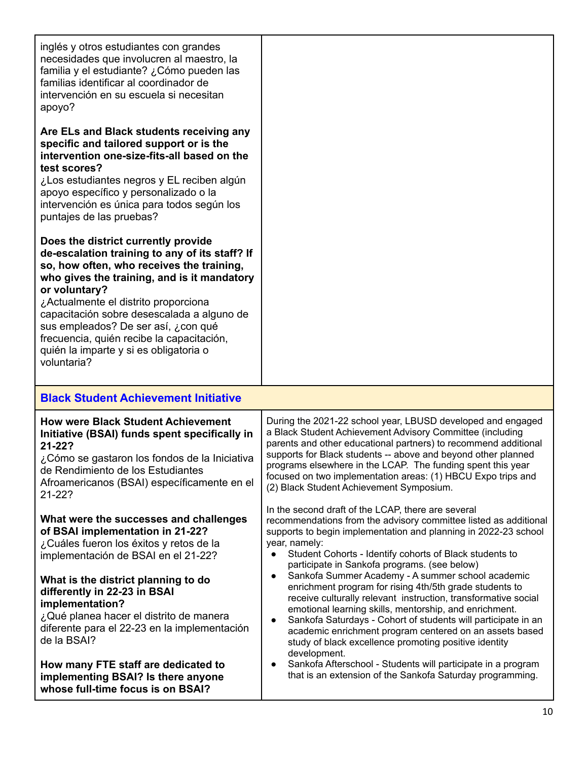| | |
|---|---|
| inglés y otros estudiantes con grandes necesidades que involucren al maestro, la familia y el estudiante? ¿Cómo pueden las familias identificar al coordinador de intervención en su escuela si necesitan apoyo?<br><br>**Are ELs and Black students receiving any specific and tailored support or is the intervention one-size-fits-all based on the test scores?**<br>¿Los estudiantes negros y EL reciben algún apoyo específico y personalizado o la intervención es única para todos según los puntajes de las pruebas?<br><br>**Does the district currently provide de-escalation training to any of its staff? If so, how often, who receives the training, who gives the training, and is it mandatory or voluntary?**<br>¿Actualmente el distrito proporciona capacitación sobre desescalada a alguno de sus empleados? De ser así, ¿con qué frecuencia, quién recibe la capacitación, quién la imparte y si es obligatoria o voluntaria? | |
| **Black Student Achievement Initiative** | |
| **How were Black Student Achievement Initiative (BSAI) funds spent specifically in 21-22?**<br>¿Cómo se gastaron los fondos de la Iniciativa de Rendimiento de los Estudiantes Afroamericanos (BSAI) específicamente en el 21-22?<br><br>**What were the successes and challenges of BSAI implementation in 21-22?**<br>¿Cuáles fueron los éxitos y retos de la implementación de BSAI en el 21-22?<br><br>**What is the district planning to do differently in 22-23 in BSAI implementation?**<br>¿Qué planea hacer el distrito de manera diferente para el 22-23 en la implementación de la BSAI?<br><br>**How many FTE staff are dedicated to implementing BSAI? Is there anyone whose full-time focus is on BSAI?** | During the 2021-22 school year, LBUSD developed and engaged a Black Student Achievement Advisory Committee (including parents and other educational partners) to recommend additional supports for Black students -- above and beyond other planned programs elsewhere in the LCAP. The funding spent this year focused on two implementation areas: (1) HBCU Expo trips and (2) Black Student Achievement Symposium.<br><br>In the second draft of the LCAP, there are several recommendations from the advisory committee listed as additional supports to begin implementation and planning in 2022-23 school year, namely:<br>• Student Cohorts - Identify cohorts of Black students to participate in Sankofa programs. (see below)<br>• Sankofa Summer Academy - A summer school academic enrichment program for rising 4th/5th grade students to receive culturally relevant instruction, transformative social emotional learning skills, mentorship, and enrichment.<br>• Sankofa Saturdays - Cohort of students will participate in an academic enrichment program centered on an assets based study of black excellence promoting positive identity development.<br>• Sankofa Afterschool - Students will participate in a program that is an extension of the Sankofa Saturday programming. |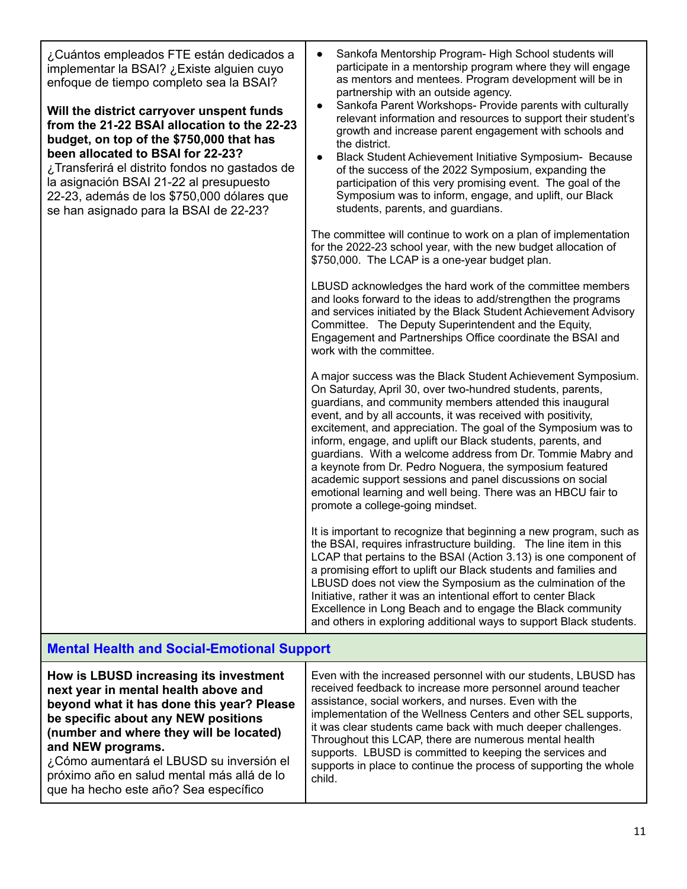| | |
|---|---|
| ¿Cuántos empleados FTE están dedicados a implementar la BSAI? ¿Existe alguien cuyo enfoque de tiempo completo sea la BSAI?<br><br>**Will the district carryover unspent funds from the 21-22 BSAI allocation to the 22-23 budget, on top of the $750,000 that has been allocated to BSAI for 22-23?**<br>¿Transferirá el distrito fondos no gastados de la asignación BSAI 21-22 al presupuesto 22-23, además de los $750,000 dólares que se han asignado para la BSAI de 22-23? | • Sankofa Mentorship Program- High School students will participate in a mentorship program where they will engage as mentors and mentees. Program development will be in partnership with an outside agency.<br>• Sankofa Parent Workshops- Provide parents with culturally relevant information and resources to support their student's growth and increase parent engagement with schools and the district.<br>• Black Student Achievement Initiative Symposium- Because of the success of the 2022 Symposium, expanding the participation of this very promising event. The goal of the Symposium was to inform, engage, and uplift, our Black students, parents, and guardians.<br><br>The committee will continue to work on a plan of implementation for the 2022-23 school year, with the new budget allocation of $750,000. The LCAP is a one-year budget plan.<br><br>LBUSD acknowledges the hard work of the committee members and looks forward to the ideas to add/strengthen the programs and services initiated by the Black Student Achievement Advisory Committee. The Deputy Superintendent and the Equity, Engagement and Partnerships Office coordinate the BSAI and work with the committee.<br><br>A major success was the Black Student Achievement Symposium. On Saturday, April 30, over two-hundred students, parents, guardians, and community members attended this inaugural event, and by all accounts, it was received with positivity, excitement, and appreciation. The goal of the Symposium was to inform, engage, and uplift our Black students, parents, and guardians. With a welcome address from Dr. Tommie Mabry and a keynote from Dr. Pedro Noguera, the symposium featured academic support sessions and panel discussions on social emotional learning and well being. There was an HBCU fair to promote a college-going mindset.<br><br>It is important to recognize that beginning a new program, such as the BSAI, requires infrastructure building. The line item in this LCAP that pertains to the BSAI (Action 3.13) is one component of a promising effort to uplift our Black students and families and LBUSD does not view the Symposium as the culmination of the Initiative, rather it was an intentional effort to center Black Excellence in Long Beach and to engage the Black community and others in exploring additional ways to support Black students. |
| **Mental Health and Social-Emotional Support** | |
| **How is LBUSD increasing its investment next year in mental health above and beyond what it has done this year? Please be specific about any NEW positions (number and where they will be located) and NEW programs.**<br>¿Cómo aumentará el LBUSD su inversión el próximo año en salud mental más allá de lo que ha hecho este año? Sea específico | Even with the increased personnel with our students, LBUSD has received feedback to increase more personnel around teacher assistance, social workers, and nurses. Even with the implementation of the Wellness Centers and other SEL supports, it was clear students came back with much deeper challenges. Throughout this LCAP, there are numerous mental health supports. LBUSD is committed to keeping the services and supports in place to continue the process of supporting the whole child. |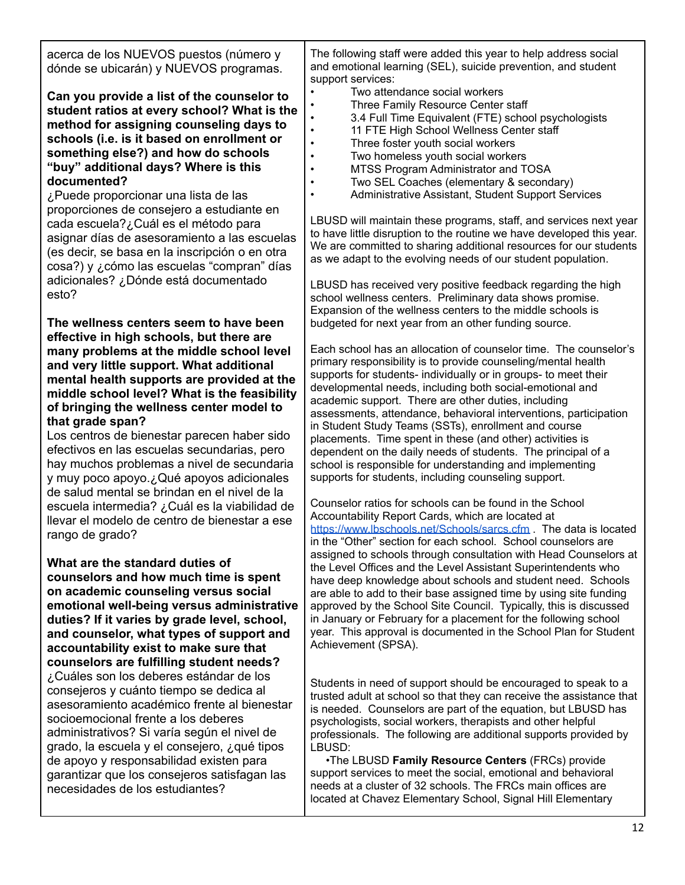| | |
|---|---|
| acerca de los NUEVOS puestos (número y dónde se ubicarán) y NUEVOS programas.<br><br>**Can you provide a list of the counselor to student ratios at every school? What is the method for assigning counseling days to schools (i.e. is it based on enrollment or something else?) and how do schools "buy" additional days? Where is this documented?**<br>¿Puede proporcionar una lista de las proporciones de consejero a estudiante en cada escuela?¿Cuál es el método para asignar días de asesoramiento a las escuelas (es decir, se basa en la inscripción o en otra cosa?) y ¿cómo las escuelas "compran" días adicionales? ¿Dónde está documentado esto?<br><br>**The wellness centers seem to have been effective in high schools, but there are many problems at the middle school level and very little support. What additional mental health supports are provided at the middle school level? What is the feasibility of bringing the wellness center model to that grade span?**<br>Los centros de bienestar parecen haber sido efectivos en las escuelas secundarias, pero hay muchos problemas a nivel de secundaria y muy poco apoyo.¿Qué apoyos adicionales de salud mental se brindan en el nivel de la escuela intermedia? ¿Cuál es la viabilidad de llevar el modelo de centro de bienestar a ese rango de grado?<br><br>**What are the standard duties of counselors and how much time is spent on academic counseling versus social emotional well-being versus administrative duties? If it varies by grade level, school, and counselor, what types of support and accountability exist to make sure that counselors are fulfilling student needs?**<br>¿Cuáles son los deberes estándar de los consejeros y cuánto tiempo se dedica al asesoramiento académico frente al bienestar socioemocional frente a los deberes administrativos? Si varía según el nivel de grado, la escuela y el consejero, ¿qué tipos de apoyo y responsabilidad existen para garantizar que los consejeros satisfagan las necesidades de los estudiantes? | The following staff were added this year to help address social and emotional learning (SEL), suicide prevention, and student support services:<br>• Two attendance social workers<br>• Three Family Resource Center staff<br>• 3.4 Full Time Equivalent (FTE) school psychologists<br>• 11 FTE High School Wellness Center staff<br>• Three foster youth social workers<br>• Two homeless youth social workers<br>• MTSS Program Administrator and TOSA<br>• Two SEL Coaches (elementary & secondary)<br>• Administrative Assistant, Student Support Services<br><br>LBUSD will maintain these programs, staff, and services next year to have little disruption to the routine we have developed this year. We are committed to sharing additional resources for our students as we adapt to the evolving needs of our student population.<br><br>LBUSD has received very positive feedback regarding the high school wellness centers. Preliminary data shows promise. Expansion of the wellness centers to the middle schools is budgeted for next year from an other funding source.<br><br>Each school has an allocation of counselor time. The counselor's primary responsibility is to provide counseling/mental health supports for students- individually or in groups- to meet their developmental needs, including both social-emotional and academic support. There are other duties, including assessments, attendance, behavioral interventions, participation in Student Study Teams (SSTs), enrollment and course placements. Time spent in these (and other) activities is dependent on the daily needs of students. The principal of a school is responsible for understanding and implementing supports for students, including counseling support.<br><br>Counselor ratios for schools can be found in the School Accountability Report Cards, which are located at https://www.lbschools.net/Schools/sarcs.cfm . The data is located in the "Other" section for each school. School counselors are assigned to schools through consultation with Head Counselors at the Level Offices and the Level Assistant Superintendents who have deep knowledge about schools and student need. Schools are able to add to their base assigned time by using site funding approved by the School Site Council. Typically, this is discussed in January or February for a placement for the following school year. This approval is documented in the School Plan for Student Achievement (SPSA).<br><br>Students in need of support should be encouraged to speak to a trusted adult at school so that they can receive the assistance that is needed. Counselors are part of the equation, but LBUSD has psychologists, social workers, therapists and other helpful professionals. The following are additional supports provided by LBUSD:<br>•The LBUSD **Family Resource Centers** (FRCs) provide support services to meet the social, emotional and behavioral needs at a cluster of 32 schools. The FRCs main offices are located at Chavez Elementary School, Signal Hill Elementary |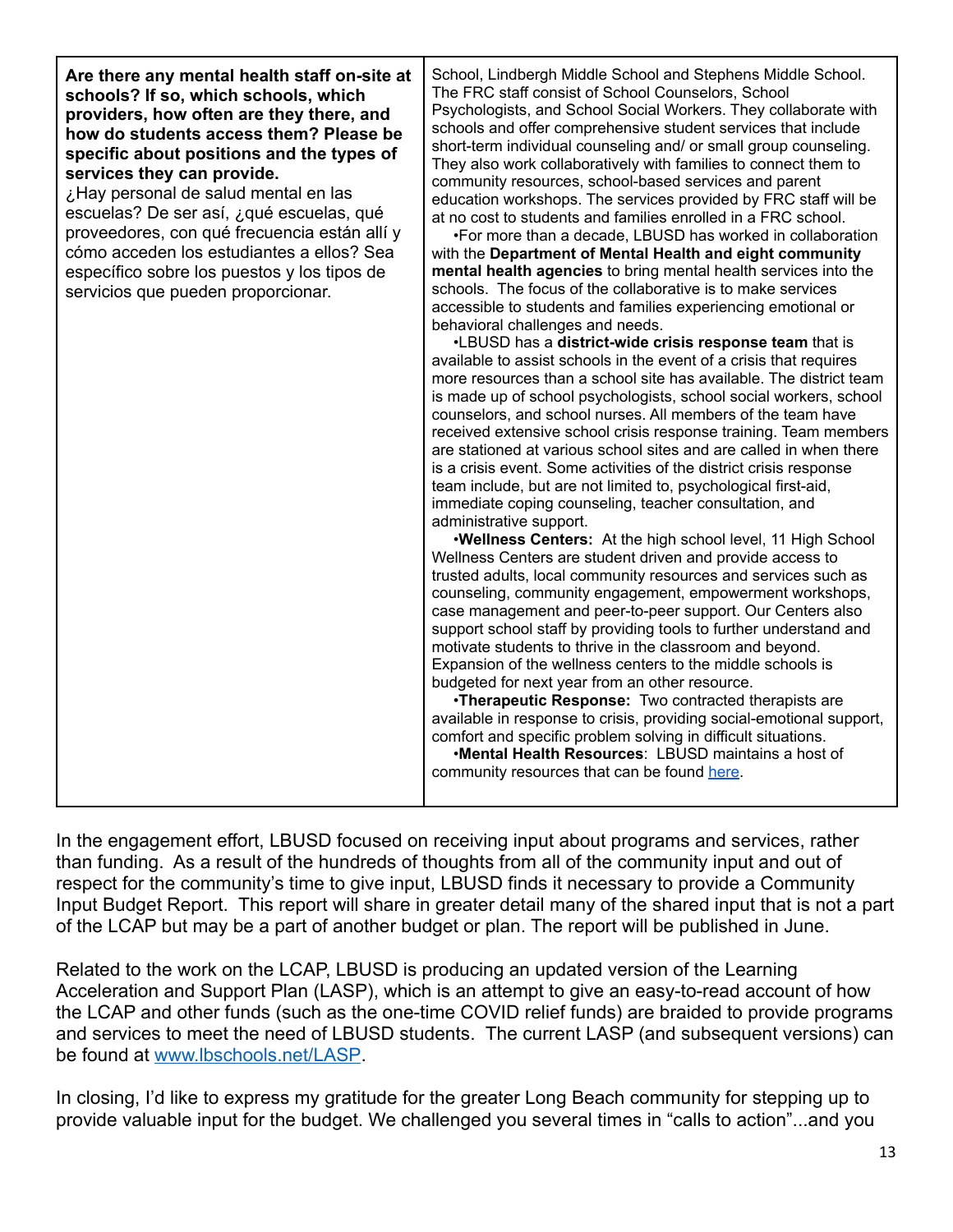| **Are there any mental health staff on-site at schools? If so, which schools, which providers, how often are they there, and how do students access them? Please be specific about positions and the types of services they can provide.**<br>¿Hay personal de salud mental en las escuelas? De ser así, ¿qué escuelas, qué proveedores, con qué frecuencia están allí y cómo acceden los estudiantes a ellos? Sea específico sobre los puestos y los tipos de servicios que pueden proporcionar. | School, Lindbergh Middle School and Stephens Middle School. The FRC staff consist of School Counselors, School Psychologists, and School Social Workers. They collaborate with schools and offer comprehensive student services that include short-term individual counseling and/ or small group counseling. They also work collaboratively with families to connect them to community resources, school-based services and parent education workshops. The services provided by FRC staff will be at no cost to students and families enrolled in a FRC school.<br>•For more than a decade, LBUSD has worked in collaboration with the **Department of Mental Health and eight community mental health agencies** to bring mental health services into the schools. The focus of the collaborative is to make services accessible to students and families experiencing emotional or behavioral challenges and needs.<br>•LBUSD has a **district-wide crisis response team** that is available to assist schools in the event of a crisis that requires more resources than a school site has available. The district team is made up of school psychologists, school social workers, school counselors, and school nurses. All members of the team have received extensive school crisis response training. Team members are stationed at various school sites and are called in when there is a crisis event. Some activities of the district crisis response team include, but are not limited to, psychological first-aid, immediate coping counseling, teacher consultation, and administrative support.<br>•**Wellness Centers:** At the high school level, 11 High School Wellness Centers are student driven and provide access to trusted adults, local community resources and services such as counseling, community engagement, empowerment workshops, case management and peer-to-peer support. Our Centers also support school staff by providing tools to further understand and motivate students to thrive in the classroom and beyond. Expansion of the wellness centers to the middle schools is budgeted for next year from an other resource.<br>•**Therapeutic Response:** Two contracted therapists are available in response to crisis, providing social-emotional support, comfort and specific problem solving in difficult situations.<br>•**Mental Health Resources**: LBUSD maintains a host of community resources that can be found here. |
|---|---|

In the engagement effort, LBUSD focused on receiving input about programs and services, rather than funding. As a result of the hundreds of thoughts from all of the community input and out of respect for the community's time to give input, LBUSD finds it necessary to provide a Community Input Budget Report. This report will share in greater detail many of the shared input that is not a part of the LCAP but may be a part of another budget or plan. The report will be published in June.

Related to the work on the LCAP, LBUSD is producing an updated version of the Learning Acceleration and Support Plan (LASP), which is an attempt to give an easy-to-read account of how the LCAP and other funds (such as the one-time COVID relief funds) are braided to provide programs and services to meet the need of LBUSD students. The current LASP (and subsequent versions) can be found at www.lbschools.net/LASP.

In closing, I'd like to express my gratitude for the greater Long Beach community for stepping up to provide valuable input for the budget. We challenged you several times in "calls to action"...and you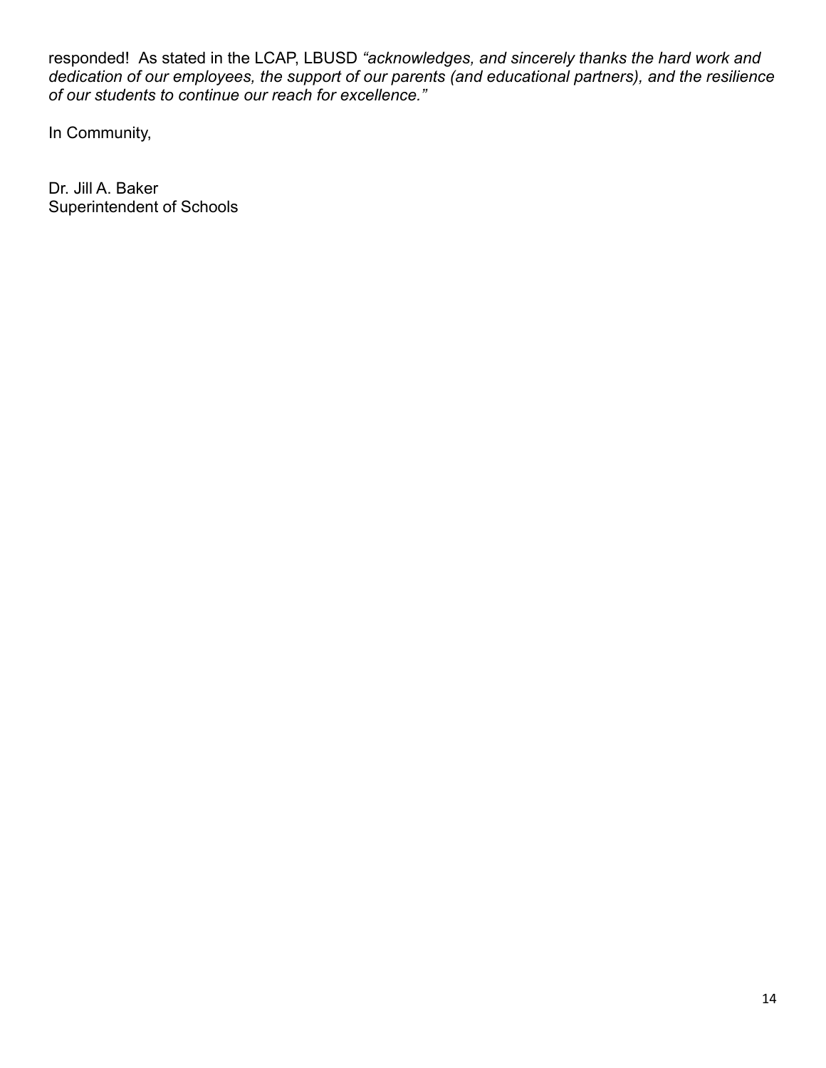responded!  As stated in the LCAP, LBUSD *"acknowledges, and sincerely thanks the hard work and dedication of our employees, the support of our parents (and educational partners), and the resilience of our students to continue our reach for excellence."*

In Community,

Dr. Jill A. Baker
Superintendent of Schools